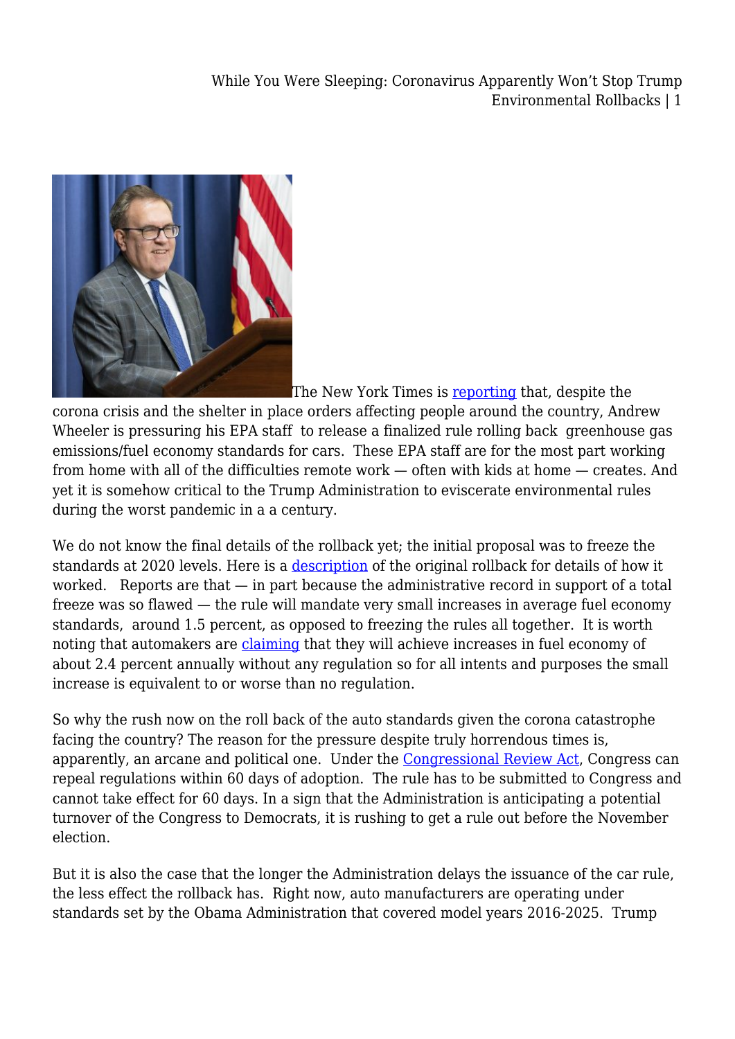The New York Times is reporting that, despite the corona crisis and the shelter in place orders affecting people around the country, Andrew Wheeler is pressuring his EPA staff to release a finalized rule rolling back greenhouse gas emissions/fuel economy standards for cars. These EPA staff are for the most part working from home with all of the difficulties remote work — often with kids at home — creates. And yet it is somehow critical to the Trump Administration to eviscerate environmental rules during the worst pandemic in a a century.

We do not know the final details of the rollback yet; the initial proposal was to freeze the standards at 2020 levels. Here is a description of the original rollback for details of how it worked. Reports are that — in part because the administrative record in support of a total freeze was so flawed — the rule will mandate very small increases in average fuel economy standards, around 1.5 percent, as opposed to freezing the rules all together. It is worth noting that automakers are claiming that they will achieve increases in fuel economy of about 2.4 percent annually without any regulation so for all intents and purposes the small increase is equivalent to or worse than no regulation.

So why the rush now on the roll back of the auto standards given the corona catastrophe facing the country? The reason for the pressure despite truly horrendous times is, apparently, an arcane and political one. Under the Congressional Review Act, Congress can repeal regulations within 60 days of adoption. The rule has to be submitted to Congress and cannot take effect for 60 days. In a sign that the Administration is anticipating a potential turnover of the Congress to Democrats, it is rushing to get a rule out before the November election.

But it is also the case that the longer the Administration delays the issuance of the car rule, the less effect the rollback has. Right now, auto manufacturers are operating under standards set by the Obama Administration that covered model years 2016-2025. Trump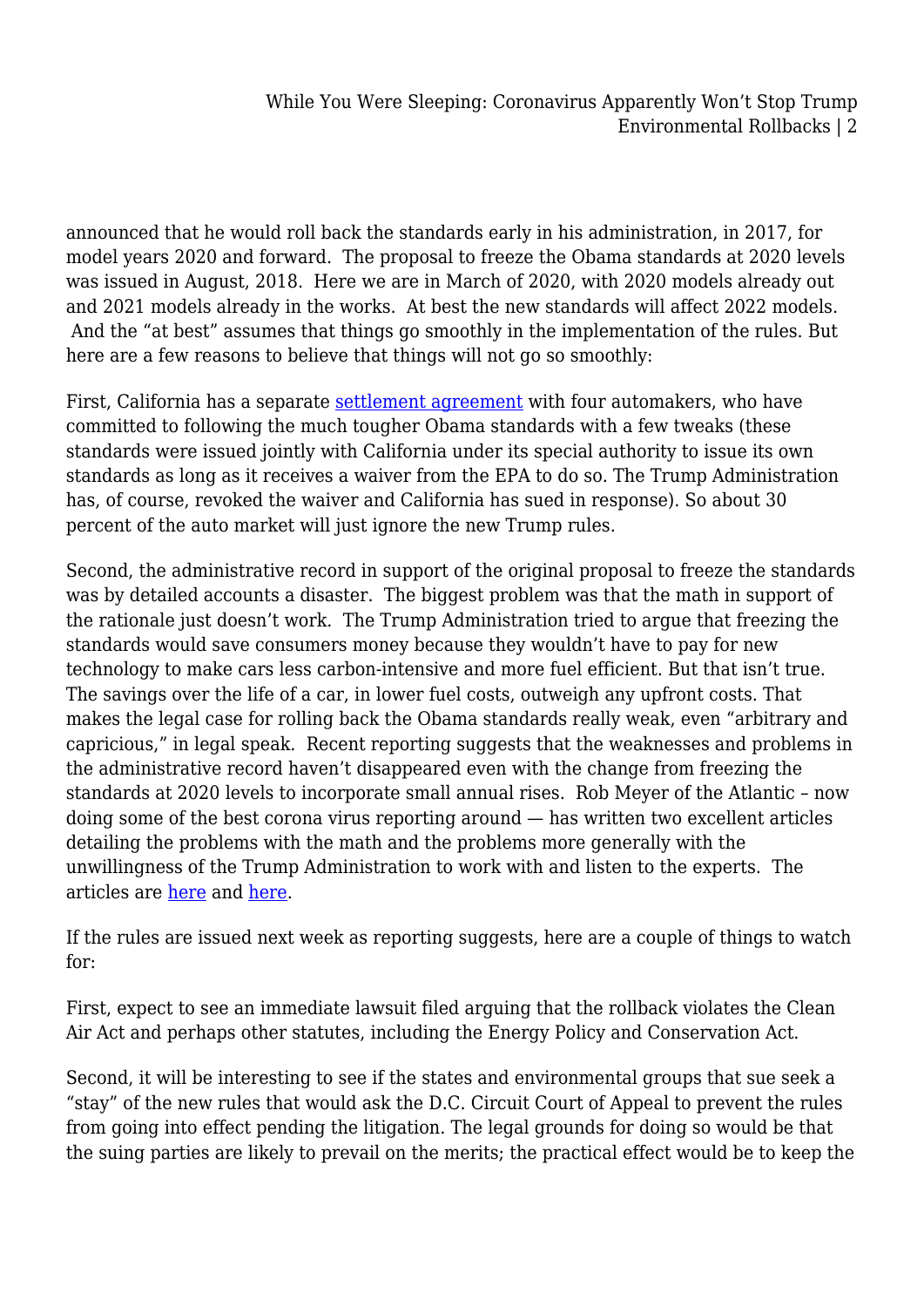announced that he would roll back the standards early in his administration, in 2017, for model years 2020 and forward. The proposal to freeze the Obama standards at 2020 levels was issued in August, 2018. Here we are in March of 2020, with 2020 models already out and 2021 models already in the works. At best the new standards will affect 2022 models. And the "at best" assumes that things go smoothly in the implementation of the rules. But here are a few reasons to believe that things will not go so smoothly:

First, California has a separate [settlement agreement]() with four automakers, who have committed to following the much tougher Obama standards with a few tweaks (these standards were issued jointly with California under its special authority to issue its own standards as long as it receives a waiver from the EPA to do so. The Trump Administration has, of course, revoked the waiver and California has sued in response). So about 30 percent of the auto market will just ignore the new Trump rules.

Second, the administrative record in support of the original proposal to freeze the standards was by detailed accounts a disaster. The biggest problem was that the math in support of the rationale just doesn't work. The Trump Administration tried to argue that freezing the standards would save consumers money because they wouldn't have to pay for new technology to make cars less carbon-intensive and more fuel efficient. But that isn't true. The savings over the life of a car, in lower fuel costs, outweigh any upfront costs. That makes the legal case for rolling back the Obama standards really weak, even "arbitrary and capricious," in legal speak. Recent reporting suggests that the weaknesses and problems in the administrative record haven't disappeared even with the change from freezing the standards at 2020 levels to incorporate small annual rises. Rob Meyer of the Atlantic – now doing some of the best corona virus reporting around — has written two excellent articles detailing the problems with the math and the problems more generally with the unwillingness of the Trump Administration to work with and listen to the experts. The articles are [here]() and [here]().

If the rules are issued next week as reporting suggests, here are a couple of things to watch for:

First, expect to see an immediate lawsuit filed arguing that the rollback violates the Clean Air Act and perhaps other statutes, including the Energy Policy and Conservation Act.

Second, it will be interesting to see if the states and environmental groups that sue seek a "stay" of the new rules that would ask the D.C. Circuit Court of Appeal to prevent the rules from going into effect pending the litigation. The legal grounds for doing so would be that the suing parties are likely to prevail on the merits; the practical effect would be to keep the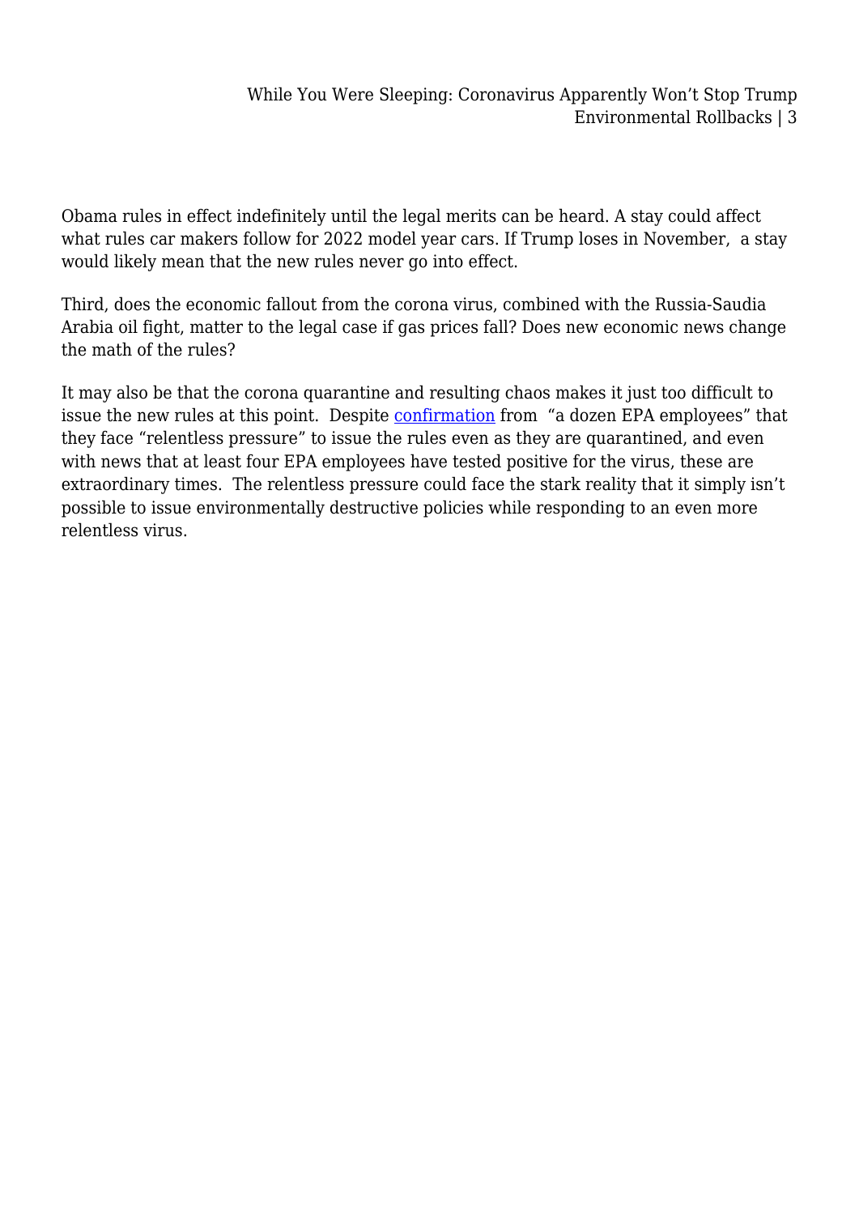Obama rules in effect indefinitely until the legal merits can be heard. A stay could affect what rules car makers follow for 2022 model year cars. If Trump loses in November, a stay would likely mean that the new rules never go into effect.

Third, does the economic fallout from the corona virus, combined with the Russia-Saudia Arabia oil fight, matter to the legal case if gas prices fall? Does new economic news change the math of the rules?

It may also be that the corona quarantine and resulting chaos makes it just too difficult to issue the new rules at this point. Despite confirmation from "a dozen EPA employees" that they face "relentless pressure" to issue the rules even as they are quarantined, and even with news that at least four EPA employees have tested positive for the virus, these are extraordinary times. The relentless pressure could face the stark reality that it simply isn't possible to issue environmentally destructive policies while responding to an even more relentless virus.